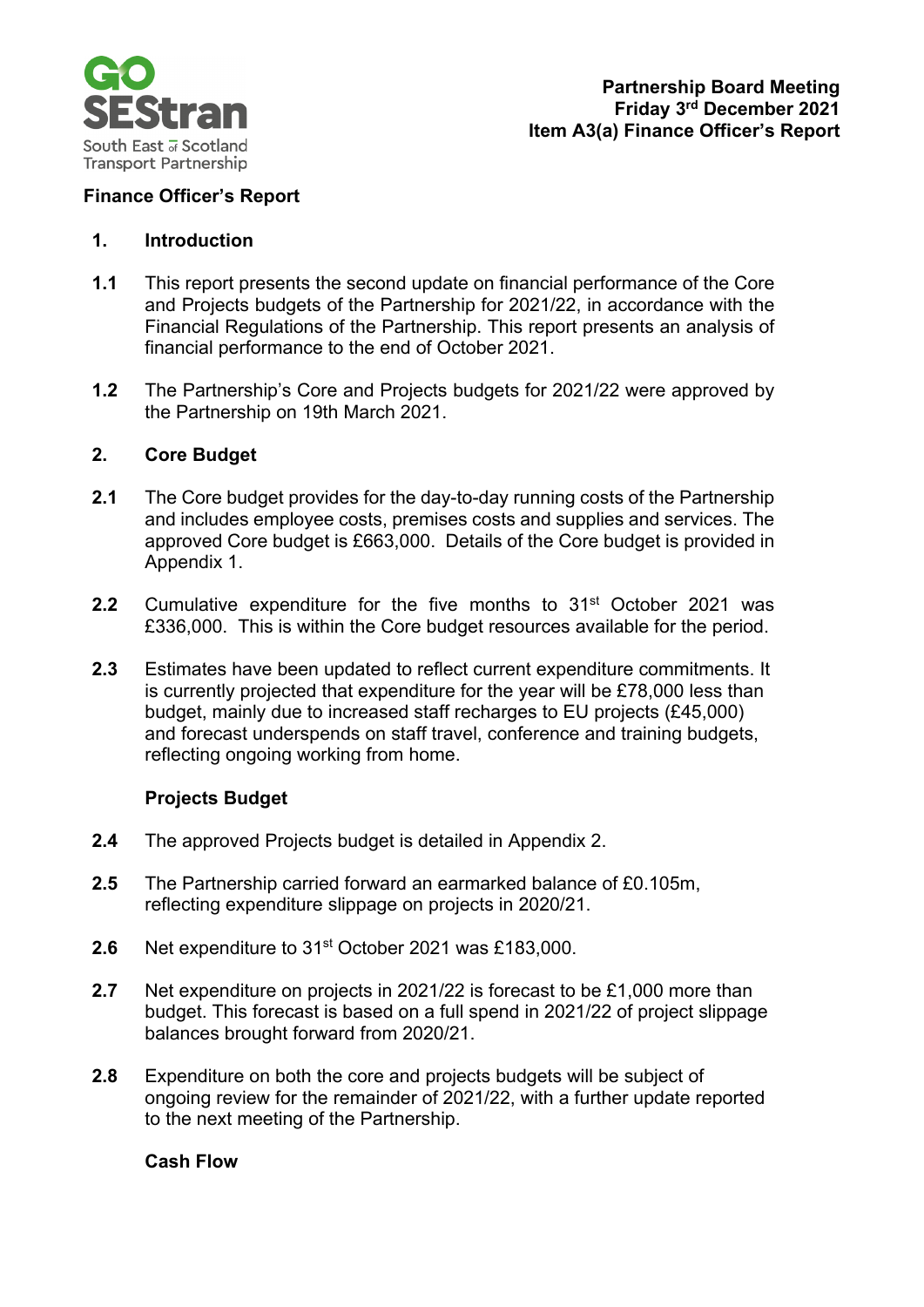**Partnership Board Meeting**
**Friday 3rd December 2021**
**Item A3(a) Finance Officer's Report**

## Finance Officer's Report

### 1. Introduction

**1.1** This report presents the second update on financial performance of the Core and Projects budgets of the Partnership for 2021/22, in accordance with the Financial Regulations of the Partnership. This report presents an analysis of financial performance to the end of October 2021.

**1.2** The Partnership's Core and Projects budgets for 2021/22 were approved by the Partnership on 19th March 2021.

### 2. Core Budget

**2.1** The Core budget provides for the day-to-day running costs of the Partnership and includes employee costs, premises costs and supplies and services. The approved Core budget is £663,000. Details of the Core budget is provided in Appendix 1.

**2.2** Cumulative expenditure for the five months to 31st October 2021 was £336,000. This is within the Core budget resources available for the period.

**2.3** Estimates have been updated to reflect current expenditure commitments. It is currently projected that expenditure for the year will be £78,000 less than budget, mainly due to increased staff recharges to EU projects (£45,000) and forecast underspends on staff travel, conference and training budgets, reflecting ongoing working from home.

**Projects Budget**

**2.4** The approved Projects budget is detailed in Appendix 2.

**2.5** The Partnership carried forward an earmarked balance of £0.105m, reflecting expenditure slippage on projects in 2020/21.

**2.6** Net expenditure to 31st October 2021 was £183,000.

**2.7** Net expenditure on projects in 2021/22 is forecast to be £1,000 more than budget. This forecast is based on a full spend in 2021/22 of project slippage balances brought forward from 2020/21.

**2.8** Expenditure on both the core and projects budgets will be subject of ongoing review for the remainder of 2021/22, with a further update reported to the next meeting of the Partnership.

**Cash Flow**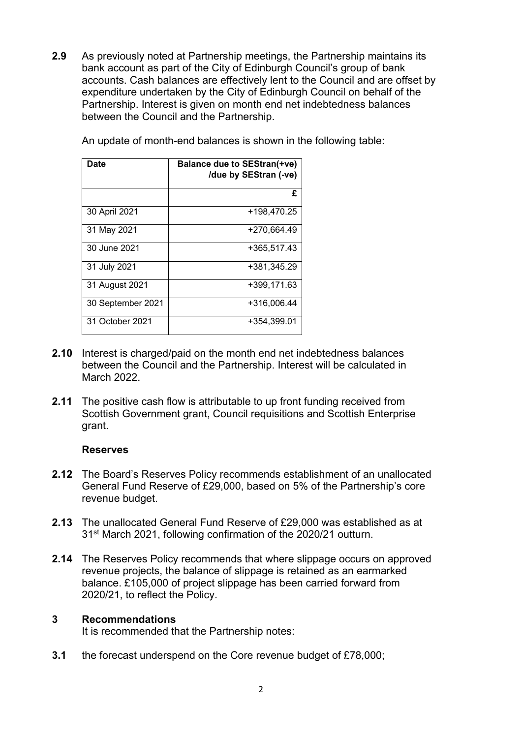**2.9** As previously noted at Partnership meetings, the Partnership maintains its bank account as part of the City of Edinburgh Council's group of bank accounts. Cash balances are effectively lent to the Council and are offset by expenditure undertaken by the City of Edinburgh Council on behalf of the Partnership. Interest is given on month end net indebtedness balances between the Council and the Partnership.

An update of month-end balances is shown in the following table:

| Date | Balance due to SEStran(+ve) /due by SEStran (-ve) |
|---|---|
| | £ |
| 30 April 2021 | +198,470.25 |
| 31 May 2021 | +270,664.49 |
| 30 June 2021 | +365,517.43 |
| 31 July 2021 | +381,345.29 |
| 31 August 2021 | +399,171.63 |
| 30 September 2021 | +316,006.44 |
| 31 October 2021 | +354,399.01 |

**2.10** Interest is charged/paid on the month end net indebtedness balances between the Council and the Partnership. Interest will be calculated in March 2022.

**2.11** The positive cash flow is attributable to up front funding received from Scottish Government grant, Council requisitions and Scottish Enterprise grant.

**Reserves**

**2.12** The Board's Reserves Policy recommends establishment of an unallocated General Fund Reserve of £29,000, based on 5% of the Partnership's core revenue budget.

**2.13** The unallocated General Fund Reserve of £29,000 was established as at 31st March 2021, following confirmation of the 2020/21 outturn.

**2.14** The Reserves Policy recommends that where slippage occurs on approved revenue projects, the balance of slippage is retained as an earmarked balance. £105,000 of project slippage has been carried forward from 2020/21, to reflect the Policy.

## 3 Recommendations

It is recommended that the Partnership notes:

**3.1** the forecast underspend on the Core revenue budget of £78,000;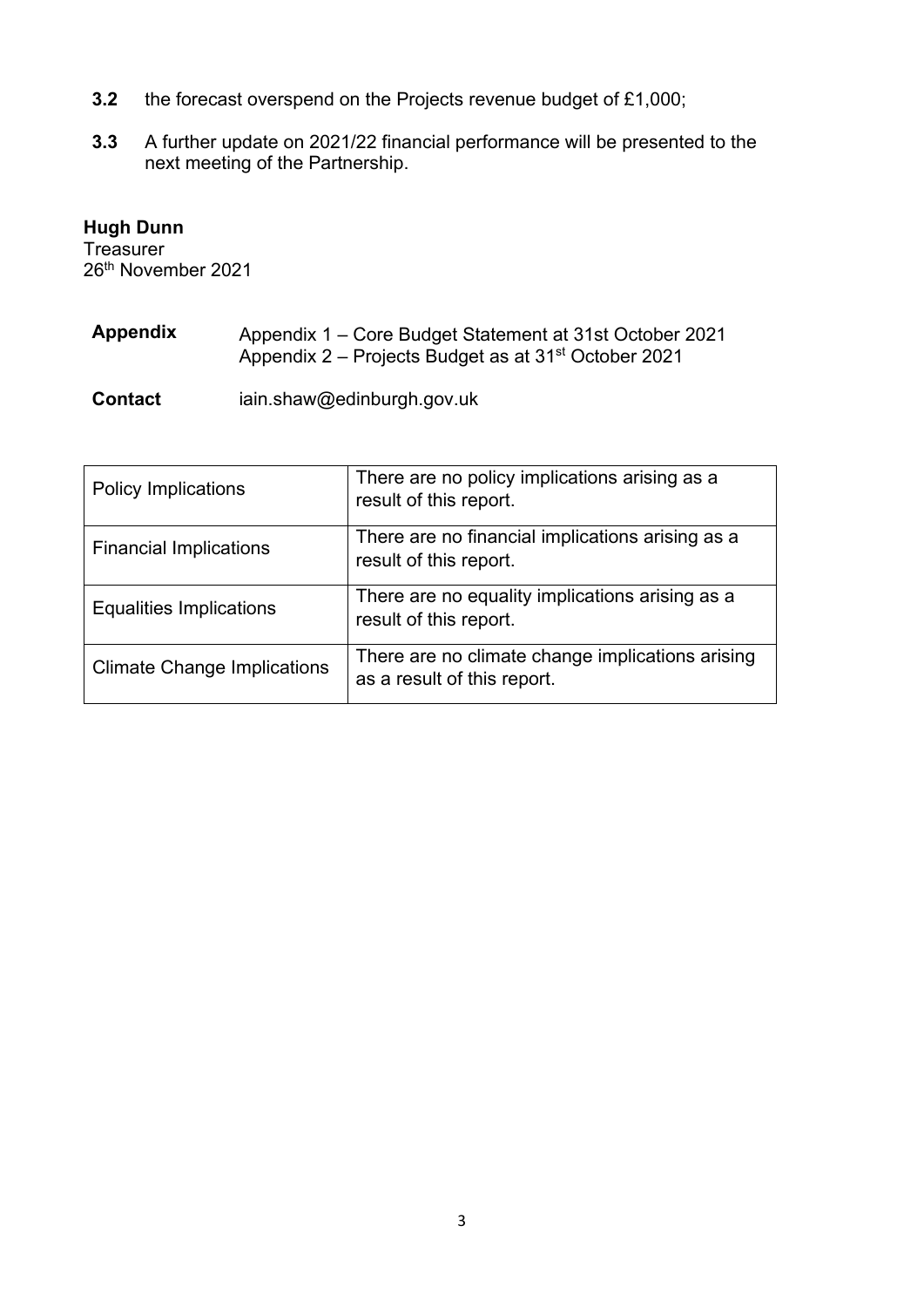**3.2** the forecast overspend on the Projects revenue budget of £1,000;

**3.3** A further update on 2021/22 financial performance will be presented to the next meeting of the Partnership.

**Hugh Dunn**
Treasurer
26th November 2021

**Appendix** Appendix 1 – Core Budget Statement at 31st October 2021
Appendix 2 – Projects Budget as at 31st October 2021

**Contact** iain.shaw@edinburgh.gov.uk

| | |
|---|---|
| Policy Implications | There are no policy implications arising as a result of this report. |
| Financial Implications | There are no financial implications arising as a result of this report. |
| Equalities Implications | There are no equality implications arising as a result of this report. |
| Climate Change Implications | There are no climate change implications arising as a result of this report. |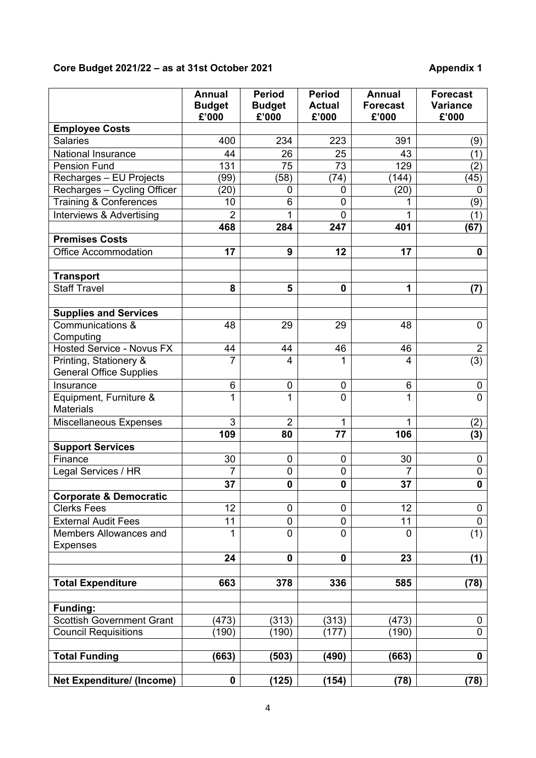**Core Budget 2021/22 – as at 31st October 2021** **Appendix 1**

| | Annual Budget £'000 | Period Budget £'000 | Period Actual £'000 | Annual Forecast £'000 | Forecast Variance £'000 |
|---|---|---|---|---|---|
| **Employee Costs** | | | | | |
| Salaries | 400 | 234 | 223 | 391 | (9) |
| National Insurance | 44 | 26 | 25 | 43 | (1) |
| Pension Fund | 131 | 75 | 73 | 129 | (2) |
| Recharges – EU Projects | (99) | (58) | (74) | (144) | (45) |
| Recharges – Cycling Officer | (20) | 0 | 0 | (20) | 0 |
| Training & Conferences | 10 | 6 | 0 | 1 | (9) |
| Interviews & Advertising | 2 | 1 | 0 | 1 | (1) |
| | **468** | **284** | **247** | **401** | **(67)** |
| **Premises Costs** | | | | | |
| Office Accommodation | **17** | **9** | **12** | **17** | **0** |
| | | | | | |
| **Transport** | | | | | |
| Staff Travel | **8** | **5** | **0** | **1** | **(7)** |
| | | | | | |
| **Supplies and Services** | | | | | |
| Communications & Computing | 48 | 29 | 29 | 48 | 0 |
| Hosted Service - Novus FX | 44 | 44 | 46 | 46 | 2 |
| Printing, Stationery & General Office Supplies | 7 | 4 | 1 | 4 | (3) |
| Insurance | 6 | 0 | 0 | 6 | 0 |
| Equipment, Furniture & Materials | 1 | 1 | 0 | 1 | 0 |
| Miscellaneous Expenses | 3 | 2 | 1 | 1 | (2) |
| | **109** | **80** | **77** | **106** | **(3)** |
| **Support Services** | | | | | |
| Finance | 30 | 0 | 0 | 30 | 0 |
| Legal Services / HR | 7 | 0 | 0 | 7 | 0 |
| | **37** | **0** | **0** | **37** | **0** |
| **Corporate & Democratic** | | | | | |
| Clerks Fees | 12 | 0 | 0 | 12 | 0 |
| External Audit Fees | 11 | 0 | 0 | 11 | 0 |
| Members Allowances and Expenses | 1 | 0 | 0 | 0 | (1) |
| | **24** | **0** | **0** | **23** | **(1)** |
| | | | | | |
| **Total Expenditure** | **663** | **378** | **336** | **585** | **(78)** |
| | | | | | |
| **Funding:** | | | | | |
| Scottish Government Grant | (473) | (313) | (313) | (473) | 0 |
| Council Requisitions | (190) | (190) | (177) | (190) | 0 |
| | | | | | |
| **Total Funding** | **(663)** | **(503)** | **(490)** | **(663)** | **0** |
| | | | | | |
| **Net Expenditure/ (Income)** | **0** | **(125)** | **(154)** | **(78)** | **(78)** |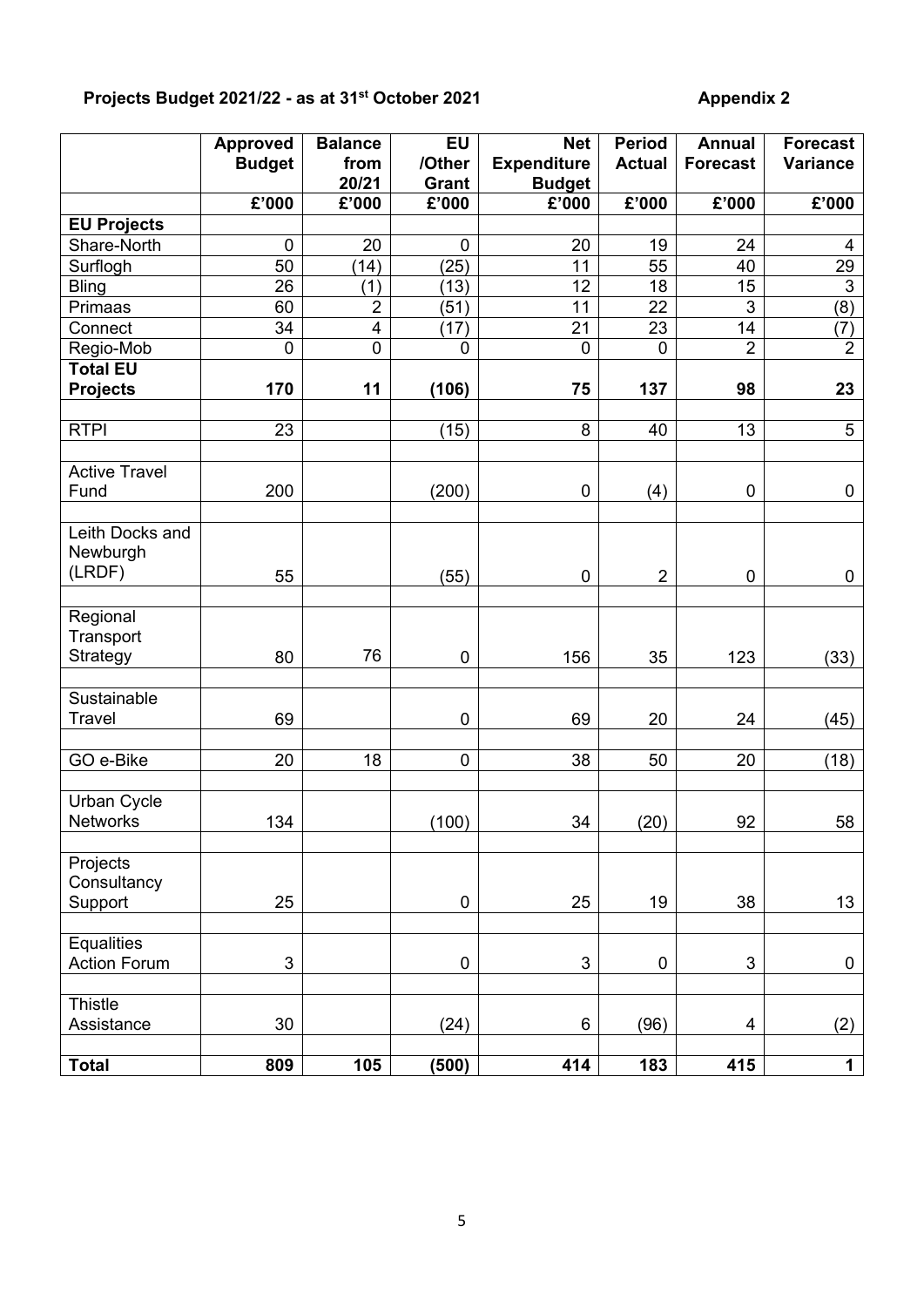**Projects Budget 2021/22 - as at 31st October 2021** **Appendix 2**

| | Approved Budget | Balance from 20/21 | EU /Other Grant | Net Expenditure Budget | Period Actual | Annual Forecast | Forecast Variance |
|---|---|---|---|---|---|---|---|
| | £'000 | £'000 | £'000 | £'000 | £'000 | £'000 | £'000 |
| **EU Projects** | | | | | | | |
| Share-North | 0 | 20 | 0 | 20 | 19 | 24 | 4 |
| Surflogh | 50 | (14) | (25) | 11 | 55 | 40 | 29 |
| Bling | 26 | (1) | (13) | 12 | 18 | 15 | 3 |
| Primaas | 60 | 2 | (51) | 11 | 22 | 3 | (8) |
| Connect | 34 | 4 | (17) | 21 | 23 | 14 | (7) |
| Regio-Mob | 0 | 0 | 0 | 0 | 0 | 2 | 2 |
| **Total EU Projects** | **170** | **11** | **(106)** | **75** | **137** | **98** | **23** |
| | | | | | | | |
| RTPI | 23 | | (15) | 8 | 40 | 13 | 5 |
| | | | | | | | |
| Active Travel Fund | 200 | | (200) | 0 | (4) | 0 | 0 |
| | | | | | | | |
| Leith Docks and Newburgh (LRDF) | 55 | | (55) | 0 | 2 | 0 | 0 |
| | | | | | | | |
| Regional Transport Strategy | 80 | 76 | 0 | 156 | 35 | 123 | (33) |
| | | | | | | | |
| Sustainable Travel | 69 | | 0 | 69 | 20 | 24 | (45) |
| | | | | | | | |
| GO e-Bike | 20 | 18 | 0 | 38 | 50 | 20 | (18) |
| | | | | | | | |
| Urban Cycle Networks | 134 | | (100) | 34 | (20) | 92 | 58 |
| | | | | | | | |
| Projects Consultancy Support | 25 | | 0 | 25 | 19 | 38 | 13 |
| | | | | | | | |
| Equalities Action Forum | 3 | | 0 | 3 | 0 | 3 | 0 |
| | | | | | | | |
| Thistle Assistance | 30 | | (24) | 6 | (96) | 4 | (2) |
| | | | | | | | |
| **Total** | **809** | **105** | **(500)** | **414** | **183** | **415** | **1** |